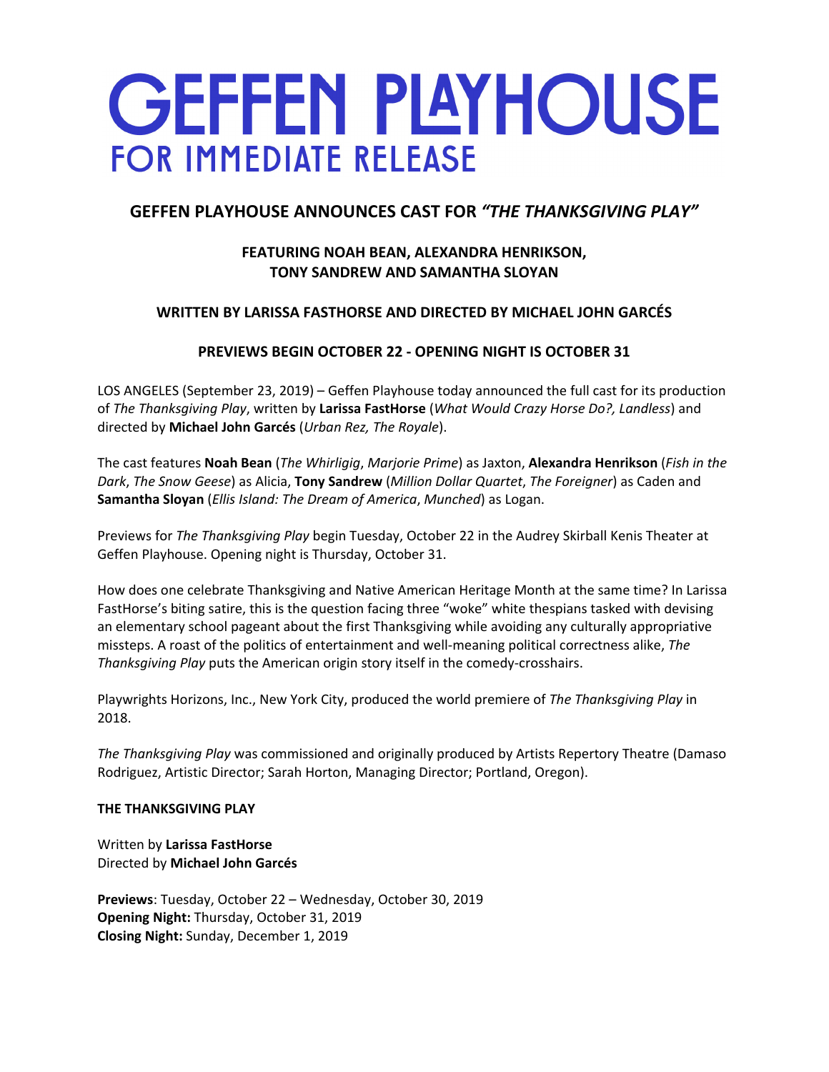# GEFFEN PLAYHOUSE
## FOR IMMEDIATE RELEASE

### GEFFEN PLAYHOUSE ANNOUNCES CAST FOR *"THE THANKSGIVING PLAY"*

**FEATURING NOAH BEAN, ALEXANDRA HENRIKSON, TONY SANDREW AND SAMANTHA SLOYAN**

**WRITTEN BY LARISSA FASTHORSE AND DIRECTED BY MICHAEL JOHN GARCÉS**

**PREVIEWS BEGIN OCTOBER 22 - OPENING NIGHT IS OCTOBER 31**

LOS ANGELES (September 23, 2019) – Geffen Playhouse today announced the full cast for its production of *The Thanksgiving Play*, written by **Larissa FastHorse** (*What Would Crazy Horse Do?, Landless*) and directed by **Michael John Garcés** (*Urban Rez, The Royale*).

The cast features **Noah Bean** (*The Whirligig*, *Marjorie Prime*) as Jaxton, **Alexandra Henrikson** (*Fish in the Dark*, *The Snow Geese*) as Alicia, **Tony Sandrew** (*Million Dollar Quartet*, *The Foreigner*) as Caden and **Samantha Sloyan** (*Ellis Island: The Dream of America*, *Munched*) as Logan.

Previews for *The Thanksgiving Play* begin Tuesday, October 22 in the Audrey Skirball Kenis Theater at Geffen Playhouse. Opening night is Thursday, October 31.

How does one celebrate Thanksgiving and Native American Heritage Month at the same time? In Larissa FastHorse's biting satire, this is the question facing three "woke" white thespians tasked with devising an elementary school pageant about the first Thanksgiving while avoiding any culturally appropriative missteps. A roast of the politics of entertainment and well-meaning political correctness alike, *The Thanksgiving Play* puts the American origin story itself in the comedy-crosshairs.

Playwrights Horizons, Inc., New York City, produced the world premiere of *The Thanksgiving Play* in 2018.

*The Thanksgiving Play* was commissioned and originally produced by Artists Repertory Theatre (Damaso Rodriguez, Artistic Director; Sarah Horton, Managing Director; Portland, Oregon).

**THE THANKSGIVING PLAY**

Written by **Larissa FastHorse**
Directed by **Michael John Garcés**

**Previews**: Tuesday, October 22 – Wednesday, October 30, 2019
**Opening Night:** Thursday, October 31, 2019
**Closing Night:** Sunday, December 1, 2019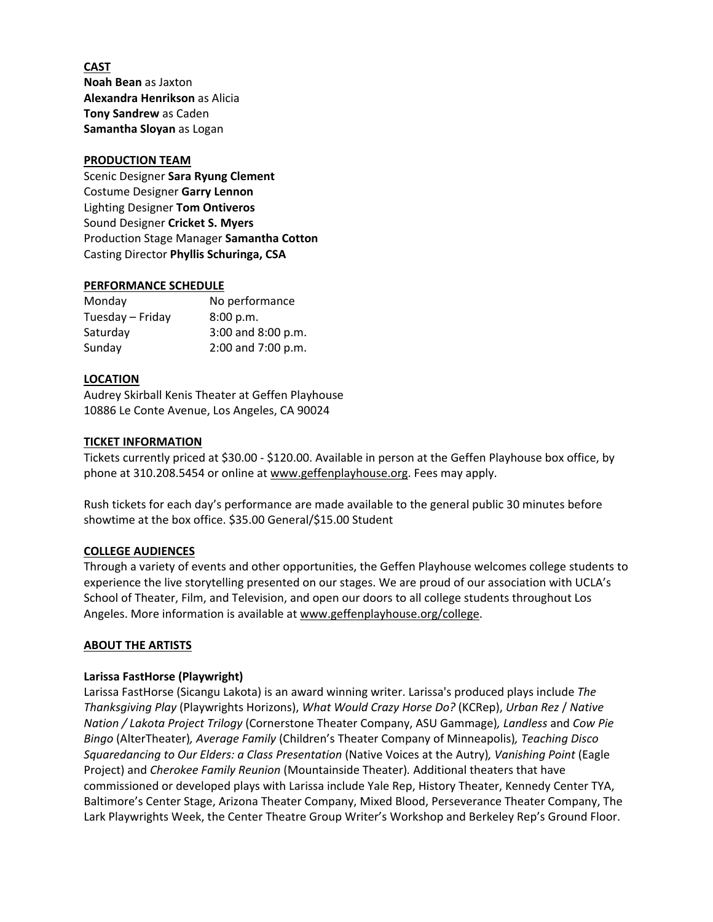**CAST**

**Noah Bean** as Jaxton
**Alexandra Henrikson** as Alicia
**Tony Sandrew** as Caden
**Samantha Sloyan** as Logan

**PRODUCTION TEAM**

Scenic Designer **Sara Ryung Clement**
Costume Designer **Garry Lennon**
Lighting Designer **Tom Ontiveros**
Sound Designer **Cricket S. Myers**
Production Stage Manager **Samantha Cotton**
Casting Director **Phyllis Schuringa, CSA**

**PERFORMANCE SCHEDULE**

| | |
|---|---|
| Monday | No performance |
| Tuesday – Friday | 8:00 p.m. |
| Saturday | 3:00 and 8:00 p.m. |
| Sunday | 2:00 and 7:00 p.m. |

**LOCATION**

Audrey Skirball Kenis Theater at Geffen Playhouse
10886 Le Conte Avenue, Los Angeles, CA 90024

**TICKET INFORMATION**

Tickets currently priced at $30.00 - $120.00. Available in person at the Geffen Playhouse box office, by phone at 310.208.5454 or online at www.geffenplayhouse.org. Fees may apply.

Rush tickets for each day's performance are made available to the general public 30 minutes before showtime at the box office. $35.00 General/$15.00 Student

**COLLEGE AUDIENCES**

Through a variety of events and other opportunities, the Geffen Playhouse welcomes college students to experience the live storytelling presented on our stages. We are proud of our association with UCLA's School of Theater, Film, and Television, and open our doors to all college students throughout Los Angeles. More information is available at www.geffenplayhouse.org/college.

**ABOUT THE ARTISTS**

**Larissa FastHorse (Playwright)**

Larissa FastHorse (Sicangu Lakota) is an award winning writer. Larissa's produced plays include *The Thanksgiving Play* (Playwrights Horizons), *What Would Crazy Horse Do?* (KCRep), *Urban Rez* / *Native Nation / Lakota Project Trilogy* (Cornerstone Theater Company, ASU Gammage)*, Landless* and *Cow Pie Bingo* (AlterTheater)*, Average Family* (Children's Theater Company of Minneapolis)*, Teaching Disco Squaredancing to Our Elders: a Class Presentation* (Native Voices at the Autry)*, Vanishing Point* (Eagle Project) and *Cherokee Family Reunion* (Mountainside Theater). Additional theaters that have commissioned or developed plays with Larissa include Yale Rep, History Theater, Kennedy Center TYA, Baltimore's Center Stage, Arizona Theater Company, Mixed Blood, Perseverance Theater Company, The Lark Playwrights Week, the Center Theatre Group Writer's Workshop and Berkeley Rep's Ground Floor.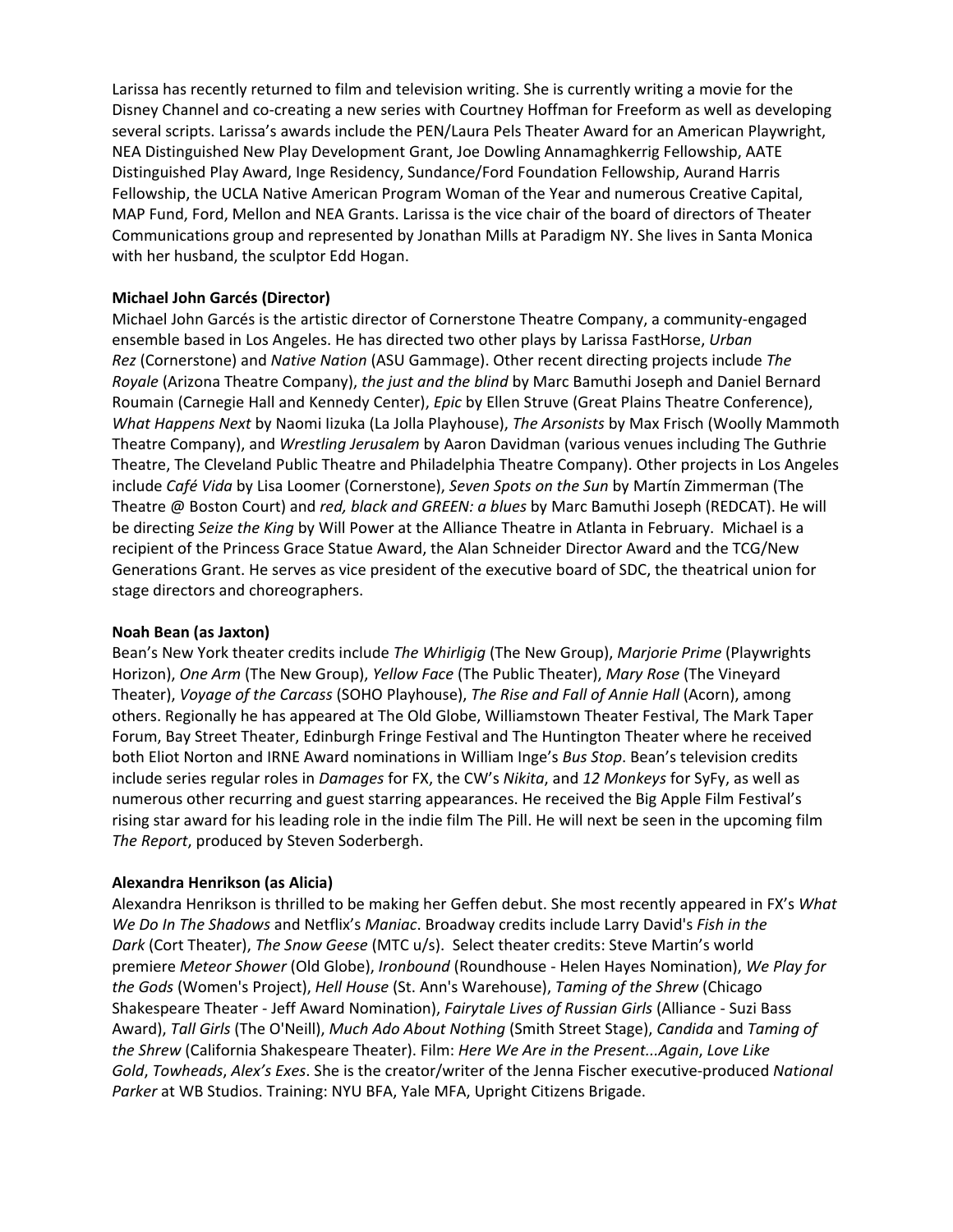Larissa has recently returned to film and television writing. She is currently writing a movie for the Disney Channel and co-creating a new series with Courtney Hoffman for Freeform as well as developing several scripts. Larissa's awards include the PEN/Laura Pels Theater Award for an American Playwright, NEA Distinguished New Play Development Grant, Joe Dowling Annamaghkerrig Fellowship, AATE Distinguished Play Award, Inge Residency, Sundance/Ford Foundation Fellowship, Aurand Harris Fellowship, the UCLA Native American Program Woman of the Year and numerous Creative Capital, MAP Fund, Ford, Mellon and NEA Grants. Larissa is the vice chair of the board of directors of Theater Communications group and represented by Jonathan Mills at Paradigm NY. She lives in Santa Monica with her husband, the sculptor Edd Hogan.

**Michael John Garcés (Director)**
Michael John Garcés is the artistic director of Cornerstone Theatre Company, a community-engaged ensemble based in Los Angeles. He has directed two other plays by Larissa FastHorse, *Urban Rez* (Cornerstone) and *Native Nation* (ASU Gammage). Other recent directing projects include *The Royale* (Arizona Theatre Company), *the just and the blind* by Marc Bamuthi Joseph and Daniel Bernard Roumain (Carnegie Hall and Kennedy Center), *Epic* by Ellen Struve (Great Plains Theatre Conference), *What Happens Next* by Naomi Iizuka (La Jolla Playhouse), *The Arsonists* by Max Frisch (Woolly Mammoth Theatre Company), and *Wrestling Jerusalem* by Aaron Davidman (various venues including The Guthrie Theatre, The Cleveland Public Theatre and Philadelphia Theatre Company). Other projects in Los Angeles include *Café Vida* by Lisa Loomer (Cornerstone), *Seven Spots on the Sun* by Martín Zimmerman (The Theatre @ Boston Court) and *red, black and GREEN: a blues* by Marc Bamuthi Joseph (REDCAT). He will be directing *Seize the King* by Will Power at the Alliance Theatre in Atlanta in February. Michael is a recipient of the Princess Grace Statue Award, the Alan Schneider Director Award and the TCG/New Generations Grant. He serves as vice president of the executive board of SDC, the theatrical union for stage directors and choreographers.

**Noah Bean (as Jaxton)**
Bean's New York theater credits include *The Whirligig* (The New Group), *Marjorie Prime* (Playwrights Horizon), *One Arm* (The New Group), *Yellow Face* (The Public Theater), *Mary Rose* (The Vineyard Theater), *Voyage of the Carcass* (SOHO Playhouse), *The Rise and Fall of Annie Hall* (Acorn), among others. Regionally he has appeared at The Old Globe, Williamstown Theater Festival, The Mark Taper Forum, Bay Street Theater, Edinburgh Fringe Festival and The Huntington Theater where he received both Eliot Norton and IRNE Award nominations in William Inge's *Bus Stop*. Bean's television credits include series regular roles in *Damages* for FX, the CW's *Nikita*, and *12 Monkeys* for SyFy, as well as numerous other recurring and guest starring appearances. He received the Big Apple Film Festival's rising star award for his leading role in the indie film The Pill. He will next be seen in the upcoming film *The Report*, produced by Steven Soderbergh.

**Alexandra Henrikson (as Alicia)**
Alexandra Henrikson is thrilled to be making her Geffen debut. She most recently appeared in FX's *What We Do In The Shadows* and Netflix's *Maniac*. Broadway credits include Larry David's *Fish in the Dark* (Cort Theater), *The Snow Geese* (MTC u/s). Select theater credits: Steve Martin's world premiere *Meteor Shower* (Old Globe), *Ironbound* (Roundhouse - Helen Hayes Nomination), *We Play for the Gods* (Women's Project), *Hell House* (St. Ann's Warehouse), *Taming of the Shrew* (Chicago Shakespeare Theater - Jeff Award Nomination), *Fairytale Lives of Russian Girls* (Alliance - Suzi Bass Award), *Tall Girls* (The O'Neill), *Much Ado About Nothing* (Smith Street Stage), *Candida* and *Taming of the Shrew* (California Shakespeare Theater). Film: *Here We Are in the Present...Again*, *Love Like Gold*, *Towheads*, *Alex's Exes*. She is the creator/writer of the Jenna Fischer executive-produced *National Parker* at WB Studios. Training: NYU BFA, Yale MFA, Upright Citizens Brigade.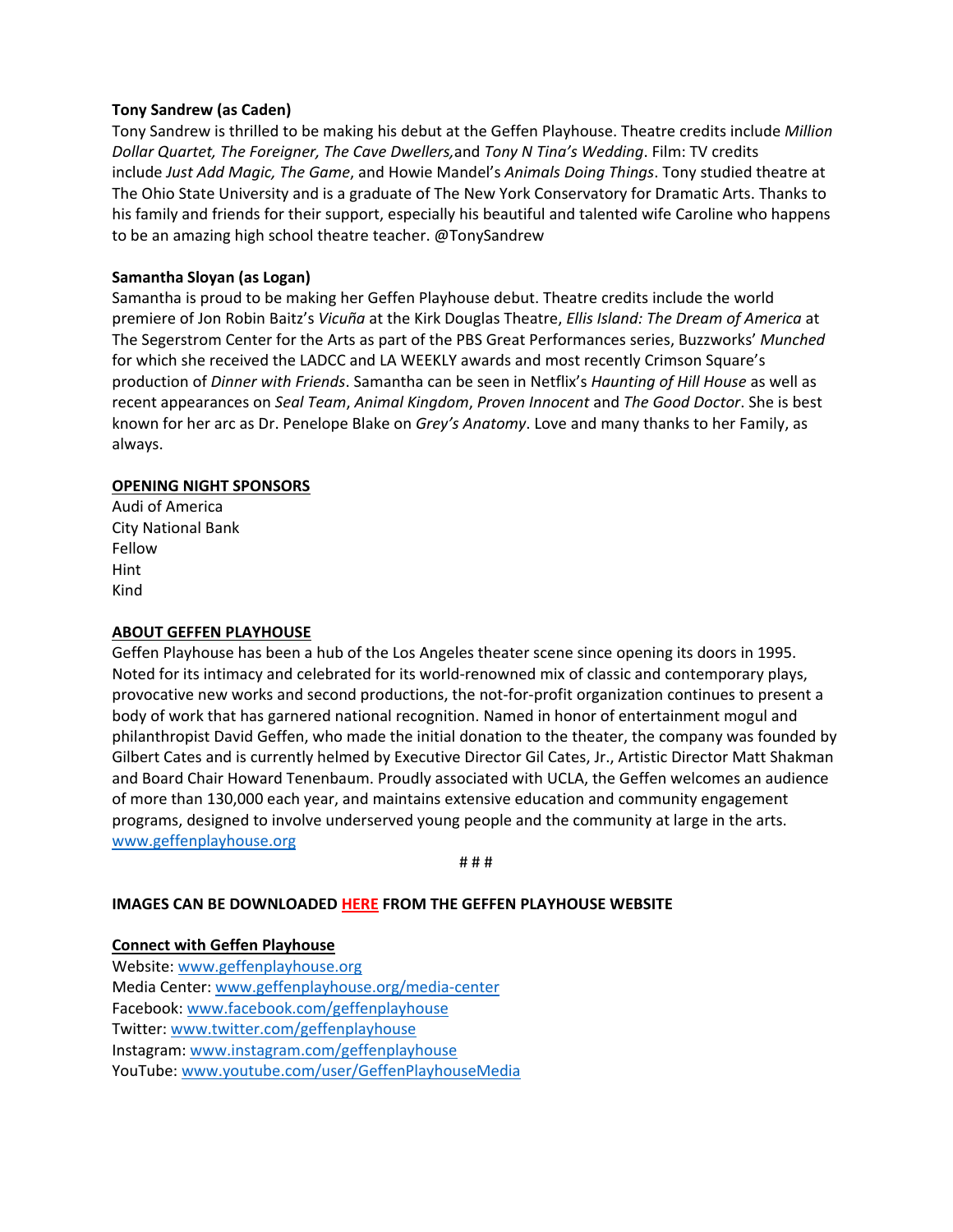**Tony Sandrew (as Caden)**
Tony Sandrew is thrilled to be making his debut at the Geffen Playhouse. Theatre credits include *Million Dollar Quartet, The Foreigner, The Cave Dwellers,* and *Tony N Tina's Wedding*. Film: TV credits include *Just Add Magic, The Game*, and Howie Mandel's *Animals Doing Things*. Tony studied theatre at The Ohio State University and is a graduate of The New York Conservatory for Dramatic Arts. Thanks to his family and friends for their support, especially his beautiful and talented wife Caroline who happens to be an amazing high school theatre teacher. @TonySandrew

**Samantha Sloyan (as Logan)**
Samantha is proud to be making her Geffen Playhouse debut. Theatre credits include the world premiere of Jon Robin Baitz's *Vicuña* at the Kirk Douglas Theatre, *Ellis Island: The Dream of America* at The Segerstrom Center for the Arts as part of the PBS Great Performances series, Buzzworks' *Munched* for which she received the LADCC and LA WEEKLY awards and most recently Crimson Square's production of *Dinner with Friends*. Samantha can be seen in Netflix's *Haunting of Hill House* as well as recent appearances on *Seal Team*, *Animal Kingdom*, *Proven Innocent* and *The Good Doctor*. She is best known for her arc as Dr. Penelope Blake on *Grey's Anatomy*. Love and many thanks to her Family, as always.

**OPENING NIGHT SPONSORS**
Audi of America
City National Bank
Fellow
Hint
Kind

**ABOUT GEFFEN PLAYHOUSE**
Geffen Playhouse has been a hub of the Los Angeles theater scene since opening its doors in 1995. Noted for its intimacy and celebrated for its world-renowned mix of classic and contemporary plays, provocative new works and second productions, the not-for-profit organization continues to present a body of work that has garnered national recognition. Named in honor of entertainment mogul and philanthropist David Geffen, who made the initial donation to the theater, the company was founded by Gilbert Cates and is currently helmed by Executive Director Gil Cates, Jr., Artistic Director Matt Shakman and Board Chair Howard Tenenbaum. Proudly associated with UCLA, the Geffen welcomes an audience of more than 130,000 each year, and maintains extensive education and community engagement programs, designed to involve underserved young people and the community at large in the arts. www.geffenplayhouse.org

# # #

**IMAGES CAN BE DOWNLOADED HERE FROM THE GEFFEN PLAYHOUSE WEBSITE**

**Connect with Geffen Playhouse**
Website: www.geffenplayhouse.org
Media Center: www.geffenplayhouse.org/media-center
Facebook: www.facebook.com/geffenplayhouse
Twitter: www.twitter.com/geffenplayhouse
Instagram: www.instagram.com/geffenplayhouse
YouTube: www.youtube.com/user/GeffenPlayhouseMedia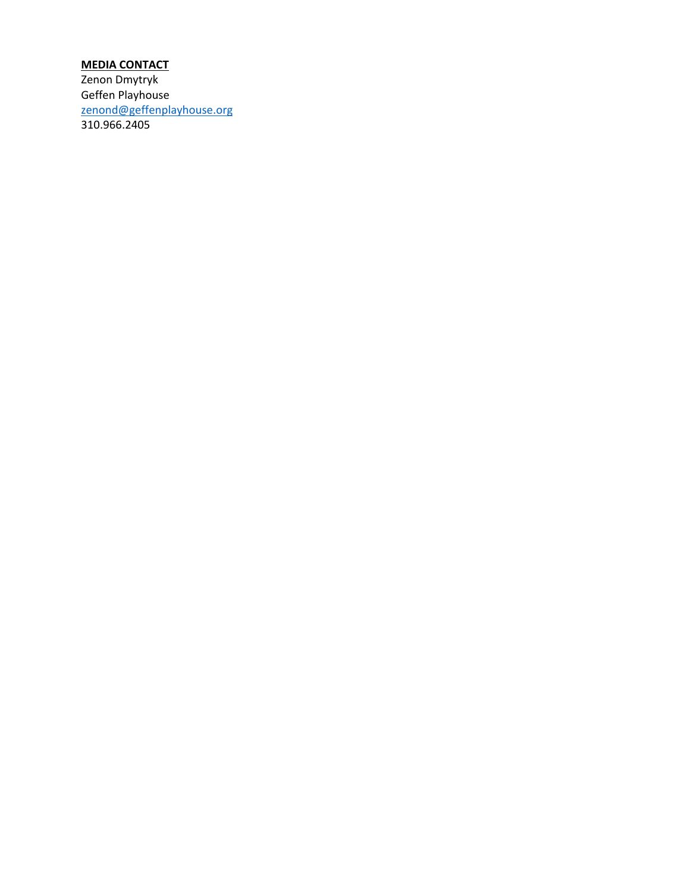**MEDIA CONTACT**
Zenon Dmytryk
Geffen Playhouse
zenond@geffenplayhouse.org
310.966.2405